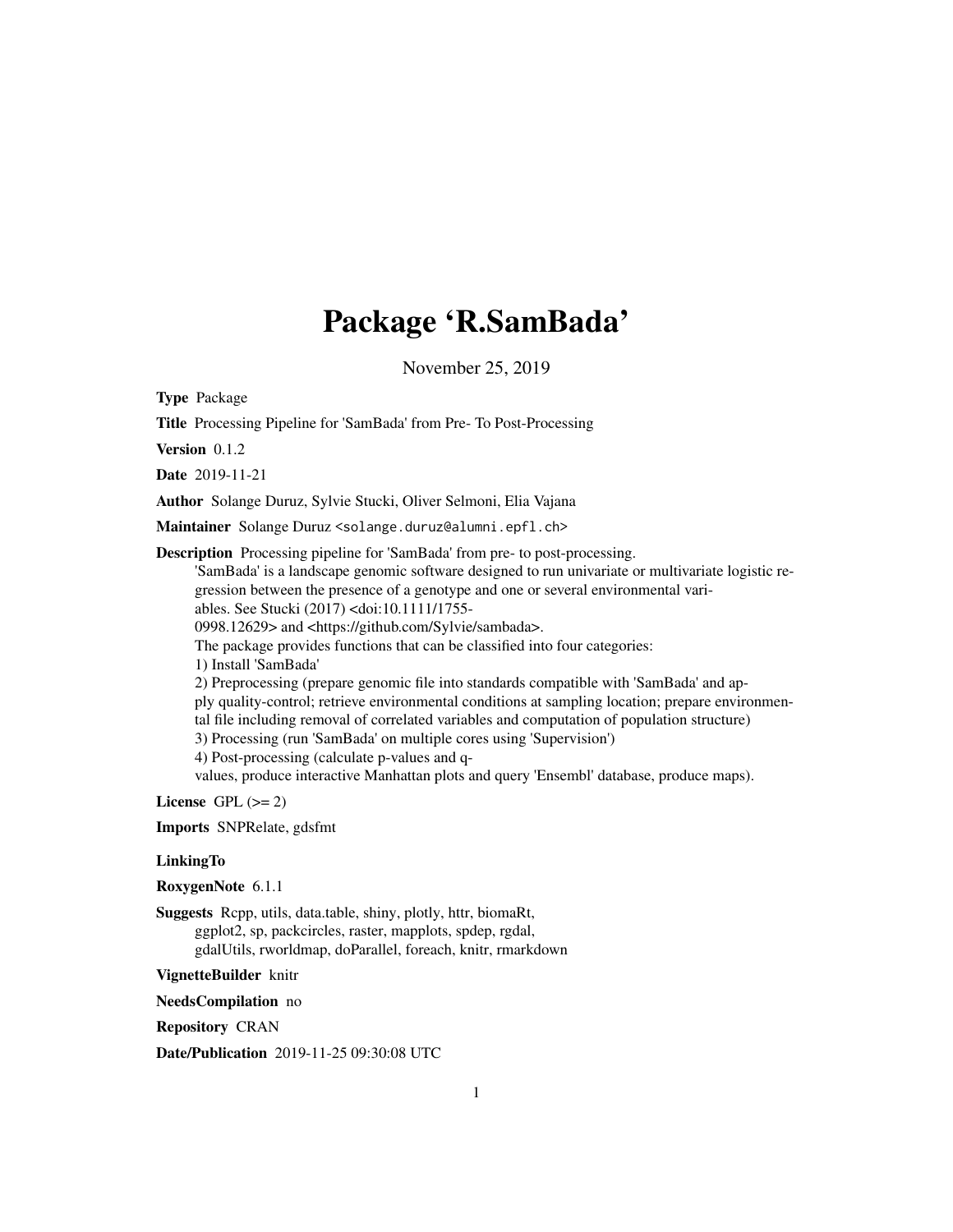# Package 'R.SamBada'

November 25, 2019

**Type** Package

**Title** Processing Pipeline for 'SamBada' from Pre- To Post-Processing

**Version** 0.1.2

**Date** 2019-11-21

**Author** Solange Duruz, Sylvie Stucki, Oliver Selmoni, Elia Vajana

**Maintainer** Solange Duruz <solange.duruz@alumni.epfl.ch>

**Description** Processing pipeline for 'SamBada' from pre- to post-processing.
'SamBada' is a landscape genomic software designed to run univariate or multivariate logistic regression between the presence of a genotype and one or several environmental variables. See Stucki (2017) <doi:10.1111/1755-0998.12629> and <https://github.com/Sylvie/sambada>.
The package provides functions that can be classified into four categories:
1) Install 'SamBada'
2) Preprocessing (prepare genomic file into standards compatible with 'SamBada' and apply quality-control; retrieve environmental conditions at sampling location; prepare environmental file including removal of correlated variables and computation of population structure)
3) Processing (run 'SamBada' on multiple cores using 'Supervision')
4) Post-processing (calculate p-values and q-values, produce interactive Manhattan plots and query 'Ensembl' database, produce maps).

**License** GPL (>= 2)

**Imports** SNPRelate, gdsfmt

**LinkingTo**

**RoxygenNote** 6.1.1

**Suggests** Rcpp, utils, data.table, shiny, plotly, httr, biomaRt, ggplot2, sp, packcircles, raster, mapplots, spdep, rgdal, gdalUtils, rworldmap, doParallel, foreach, knitr, rmarkdown

**VignetteBuilder** knitr

**NeedsCompilation** no

**Repository** CRAN

**Date/Publication** 2019-11-25 09:30:08 UTC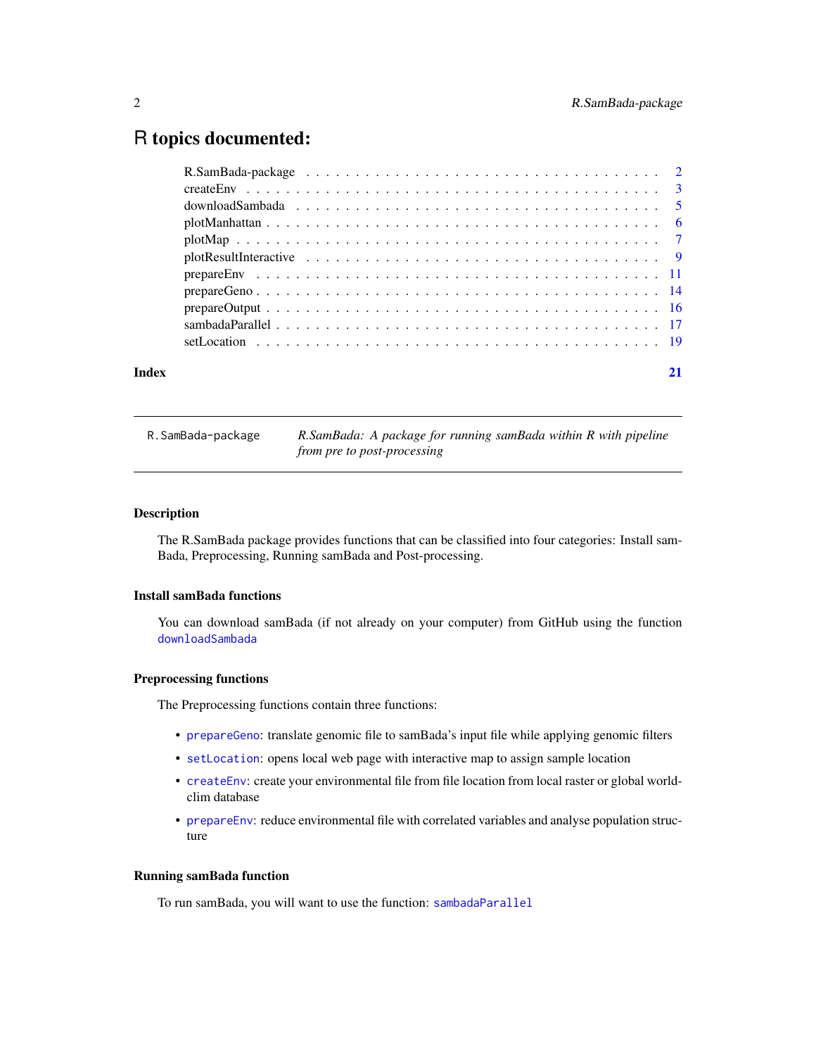# R topics documented:

| | |
|---|---|
| R.SamBada-package | 2 |
| createEnv | 3 |
| downloadSambada | 5 |
| plotManhattan | 6 |
| plotMap | 7 |
| plotResultInteractive | 9 |
| prepareEnv | 11 |
| prepareGeno | 14 |
| prepareOutput | 16 |
| sambadaParallel | 17 |
| setLocation | 19 |
| **Index** | **21** |

---

`R.SamBada-package` *R.SamBada: A package for running samBada within R with pipeline from pre to post-processing*

---

### Description

The R.SamBada package provides functions that can be classified into four categories: Install samBada, Preprocessing, Running samBada and Post-processing.

### Install samBada functions

You can download samBada (if not already on your computer) from GitHub using the function `downloadSambada`

### Preprocessing functions

The Preprocessing functions contain three functions:

- `prepareGeno`: translate genomic file to samBada's input file while applying genomic filters
- `setLocation`: opens local web page with interactive map to assign sample location
- `createEnv`: create your environmental file from file location from local raster or global worldclim database
- `prepareEnv`: reduce environmental file with correlated variables and analyse population structure

### Running samBada function

To run samBada, you will want to use the function: `sambadaParallel`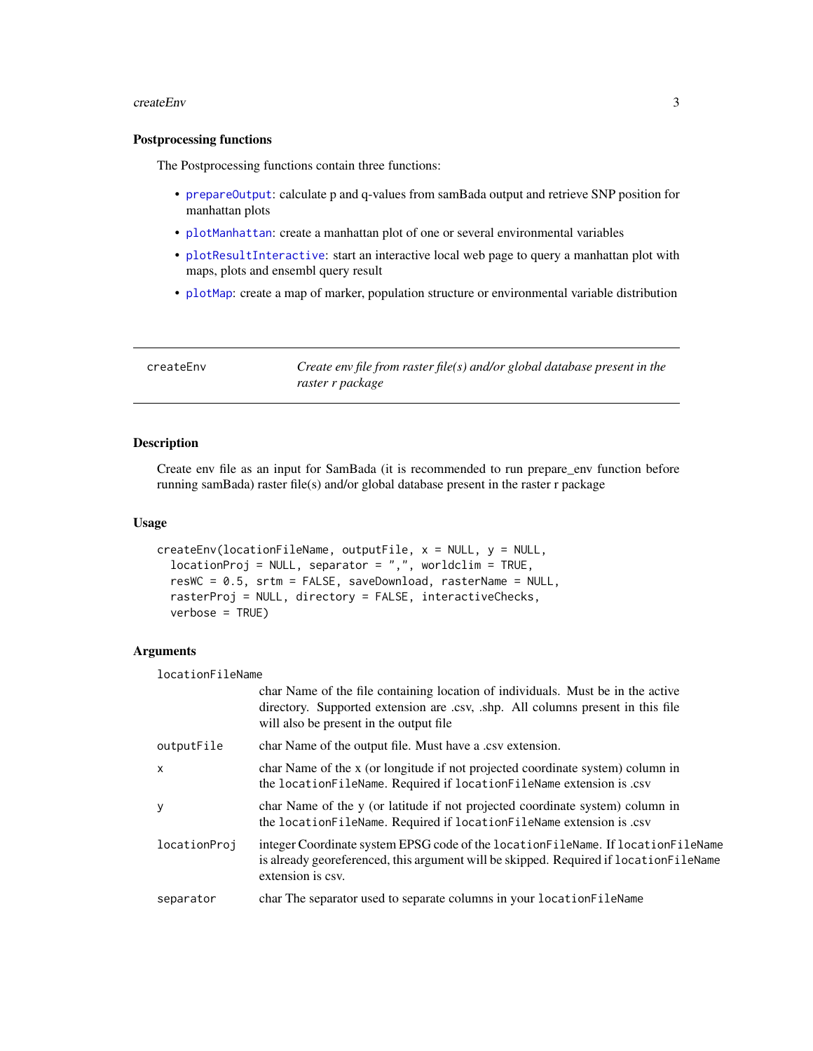### Postprocessing functions

The Postprocessing functions contain three functions:

- `prepareOutput`: calculate p and q-values from samBada output and retrieve SNP position for manhattan plots
- `plotManhattan`: create a manhattan plot of one or several environmental variables
- `plotResultInteractive`: start an interactive local web page to query a manhattan plot with maps, plots and ensembl query result
- `plotMap`: create a map of marker, population structure or environmental variable distribution

---

## createEnv — *Create env file from raster file(s) and/or global database present in the raster r package*

---

### Description

Create env file as an input for SamBada (it is recommended to run prepare_env function before running samBada) raster file(s) and/or global database present in the raster r package

### Usage

```
createEnv(locationFileName, outputFile, x = NULL, y = NULL,
  locationProj = NULL, separator = ",", worldclim = TRUE,
  resWC = 0.5, srtm = FALSE, saveDownload, rasterName = NULL,
  rasterProj = NULL, directory = FALSE, interactiveChecks,
  verbose = TRUE)
```

### Arguments

| Argument | Description |
|---|---|
| `locationFileName` | char Name of the file containing location of individuals. Must be in the active directory. Supported extension are .csv, .shp. All columns present in this file will also be present in the output file |
| `outputFile` | char Name of the output file. Must have a .csv extension. |
| `x` | char Name of the x (or longitude if not projected coordinate system) column in the `locationFileName`. Required if `locationFileName` extension is .csv |
| `y` | char Name of the y (or latitude if not projected coordinate system) column in the `locationFileName`. Required if `locationFileName` extension is .csv |
| `locationProj` | integer Coordinate system EPSG code of the `locationFileName`. If `locationFileName` is already georeferenced, this argument will be skipped. Required if `locationFileName` extension is csv. |
| `separator` | char The separator used to separate columns in your `locationFileName` |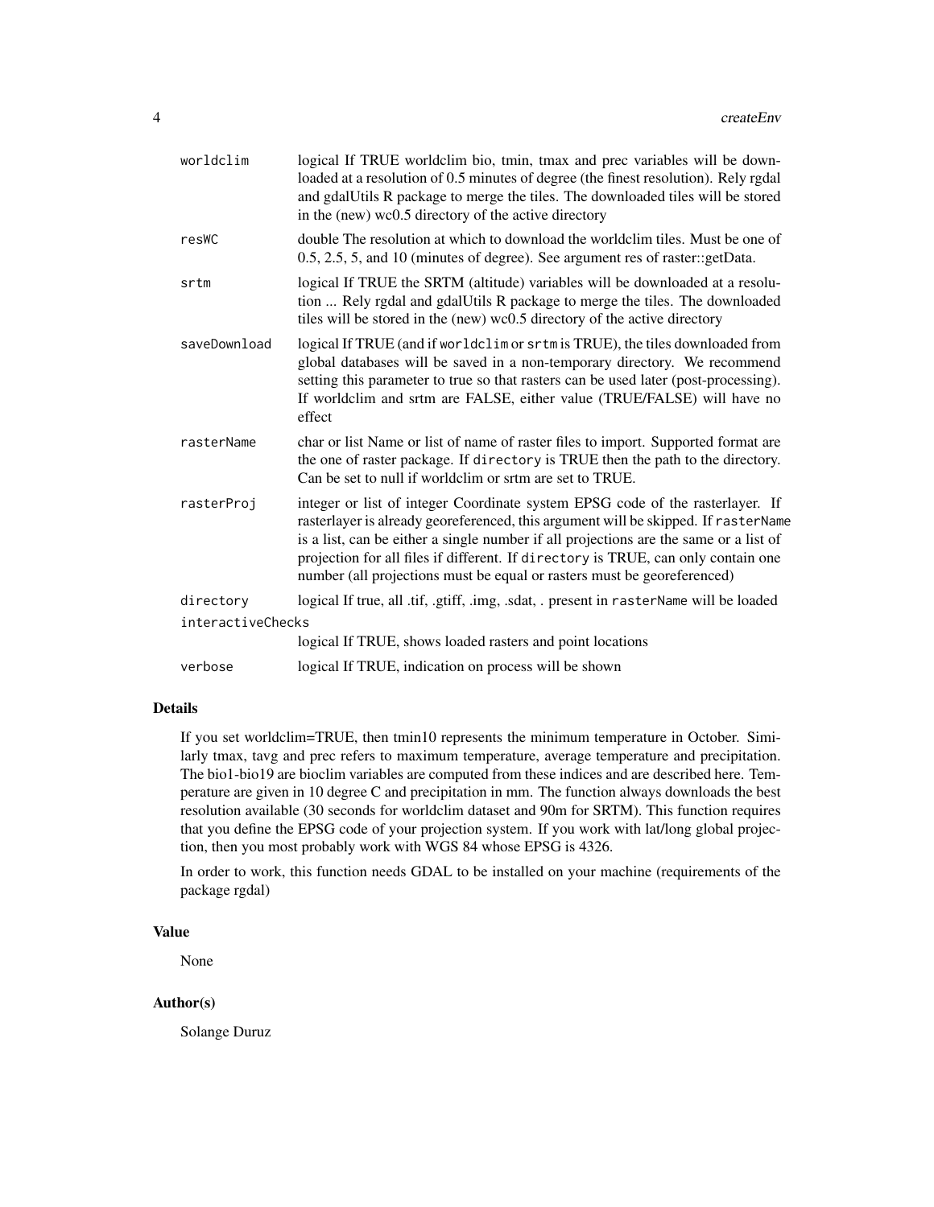| | |
|---|---|
| worldclim | logical If TRUE worldclim bio, tmin, tmax and prec variables will be downloaded at a resolution of 0.5 minutes of degree (the finest resolution). Rely rgdal and gdalUtils R package to merge the tiles. The downloaded tiles will be stored in the (new) wc0.5 directory of the active directory |
| resWC | double The resolution at which to download the worldclim tiles. Must be one of 0.5, 2.5, 5, and 10 (minutes of degree). See argument res of raster::getData. |
| srtm | logical If TRUE the SRTM (altitude) variables will be downloaded at a resolution ... Rely rgdal and gdalUtils R package to merge the tiles. The downloaded tiles will be stored in the (new) wc0.5 directory of the active directory |
| saveDownload | logical If TRUE (and if `worldclim` or `srtm` is TRUE), the tiles downloaded from global databases will be saved in a non-temporary directory. We recommend setting this parameter to true so that rasters can be used later (post-processing). If worldclim and srtm are FALSE, either value (TRUE/FALSE) will have no effect |
| rasterName | char or list Name or list of name of raster files to import. Supported format are the one of raster package. If `directory` is TRUE then the path to the directory. Can be set to null if worldclim or srtm are set to TRUE. |
| rasterProj | integer or list of integer Coordinate system EPSG code of the rasterlayer. If rasterlayer is already georeferenced, this argument will be skipped. If `rasterName` is a list, can be either a single number if all projections are the same or a list of projection for all files if different. If `directory` is TRUE, can only contain one number (all projections must be equal or rasters must be georeferenced) |
| directory | logical If true, all .tif, .gtiff, .img, .sdat, . present in `rasterName` will be loaded |
| interactiveChecks | logical If TRUE, shows loaded rasters and point locations |
| verbose | logical If TRUE, indication on process will be shown |

## Details

If you set worldclim=TRUE, then tmin10 represents the minimum temperature in October. Similarly tmax, tavg and prec refers to maximum temperature, average temperature and precipitation. The bio1-bio19 are bioclim variables are computed from these indices and are described here. Temperature are given in 10 degree C and precipitation in mm. The function always downloads the best resolution available (30 seconds for worldclim dataset and 90m for SRTM). This function requires that you define the EPSG code of your projection system. If you work with lat/long global projection, then you most probably work with WGS 84 whose EPSG is 4326.

In order to work, this function needs GDAL to be installed on your machine (requirements of the package rgdal)

## Value

None

## Author(s)

Solange Duruz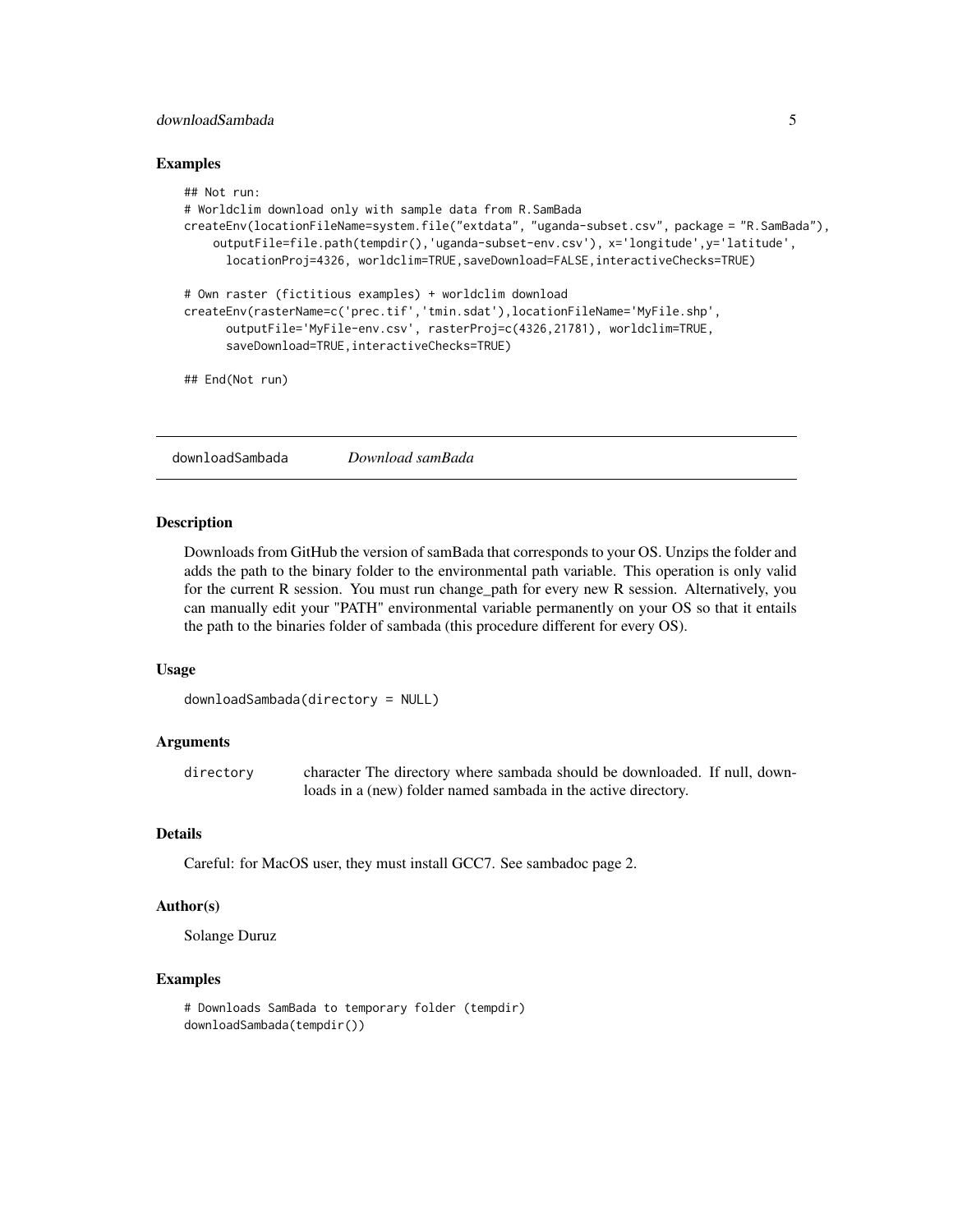## Examples

```
## Not run:
# Worldclim download only with sample data from R.SamBada
createEnv(locationFileName=system.file("extdata", "uganda-subset.csv", package = "R.SamBada"),
    outputFile=file.path(tempdir(),'uganda-subset-env.csv'), x='longitude',y='latitude',
      locationProj=4326, worldclim=TRUE,saveDownload=FALSE,interactiveChecks=TRUE)

# Own raster (fictitious examples) + worldclim download
createEnv(rasterName=c('prec.tif','tmin.sdat'),locationFileName='MyFile.shp',
      outputFile='MyFile-env.csv', rasterProj=c(4326,21781), worldclim=TRUE,
      saveDownload=TRUE,interactiveChecks=TRUE)

## End(Not run)
```

---

# downloadSambada *Download samBada*

## Description

Downloads from GitHub the version of samBada that corresponds to your OS. Unzips the folder and adds the path to the binary folder to the environmental path variable. This operation is only valid for the current R session. You must run change_path for every new R session. Alternatively, you can manually edit your "PATH" environmental variable permanently on your OS so that it entails the path to the binaries folder of sambada (this procedure different for every OS).

## Usage

```
downloadSambada(directory = NULL)
```

## Arguments

| | |
|---|---|
| directory | character The directory where sambada should be downloaded. If null, downloads in a (new) folder named sambada in the active directory. |

## Details

Careful: for MacOS user, they must install GCC7. See sambadoc page 2.

## Author(s)

Solange Duruz

## Examples

```
# Downloads SamBada to temporary folder (tempdir)
downloadSambada(tempdir())
```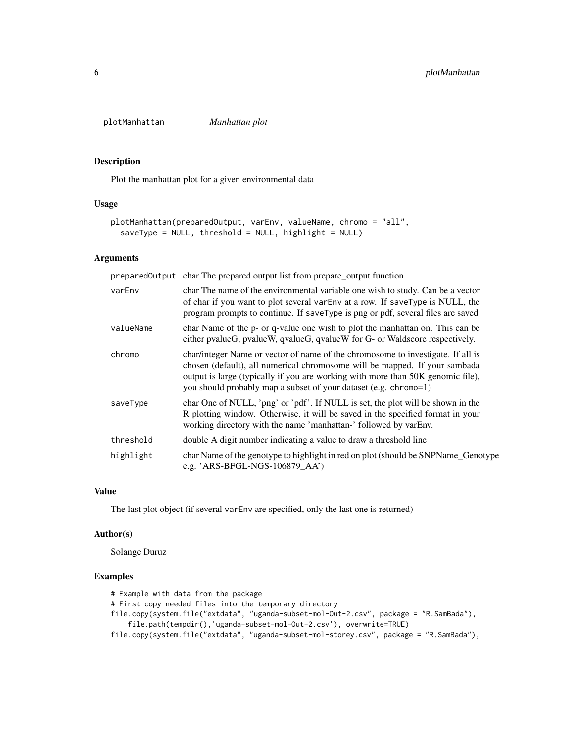plotManhattan *Manhattan plot*

### Description

Plot the manhattan plot for a given environmental data

### Usage

```
plotManhattan(preparedOutput, varEnv, valueName, chromo = "all",
  saveType = NULL, threshold = NULL, highlight = NULL)
```

### Arguments

| | |
|---|---|
| preparedOutput | char The prepared output list from prepare_output function |
| varEnv | char The name of the environmental variable one wish to study. Can be a vector of char if you want to plot several varEnv at a row. If saveType is NULL, the program prompts to continue. If saveType is png or pdf, several files are saved |
| valueName | char Name of the p- or q-value one wish to plot the manhattan on. This can be either pvalueG, pvalueW, qvalueG, qvalueW for G- or Waldscore respectively. |
| chromo | char/integer Name or vector of name of the chromosome to investigate. If all is chosen (default), all numerical chromosome will be mapped. If your sambada output is large (typically if you are working with more than 50K genomic file), you should probably map a subset of your dataset (e.g. chromo=1) |
| saveType | char One of NULL, 'png' or 'pdf'. If NULL is set, the plot will be shown in the R plotting window. Otherwise, it will be saved in the specified format in your working directory with the name 'manhattan-' followed by varEnv. |
| threshold | double A digit number indicating a value to draw a threshold line |
| highlight | char Name of the genotype to highlight in red on plot (should be SNPName_Genotype e.g. 'ARS-BFGL-NGS-106879_AA') |

### Value

The last plot object (if several varEnv are specified, only the last one is returned)

### Author(s)

Solange Duruz

### Examples

```
# Example with data from the package
# First copy needed files into the temporary directory
file.copy(system.file("extdata", "uganda-subset-mol-Out-2.csv", package = "R.SamBada"),
    file.path(tempdir(),'uganda-subset-mol-Out-2.csv'), overwrite=TRUE)
file.copy(system.file("extdata", "uganda-subset-mol-storey.csv", package = "R.SamBada"),
```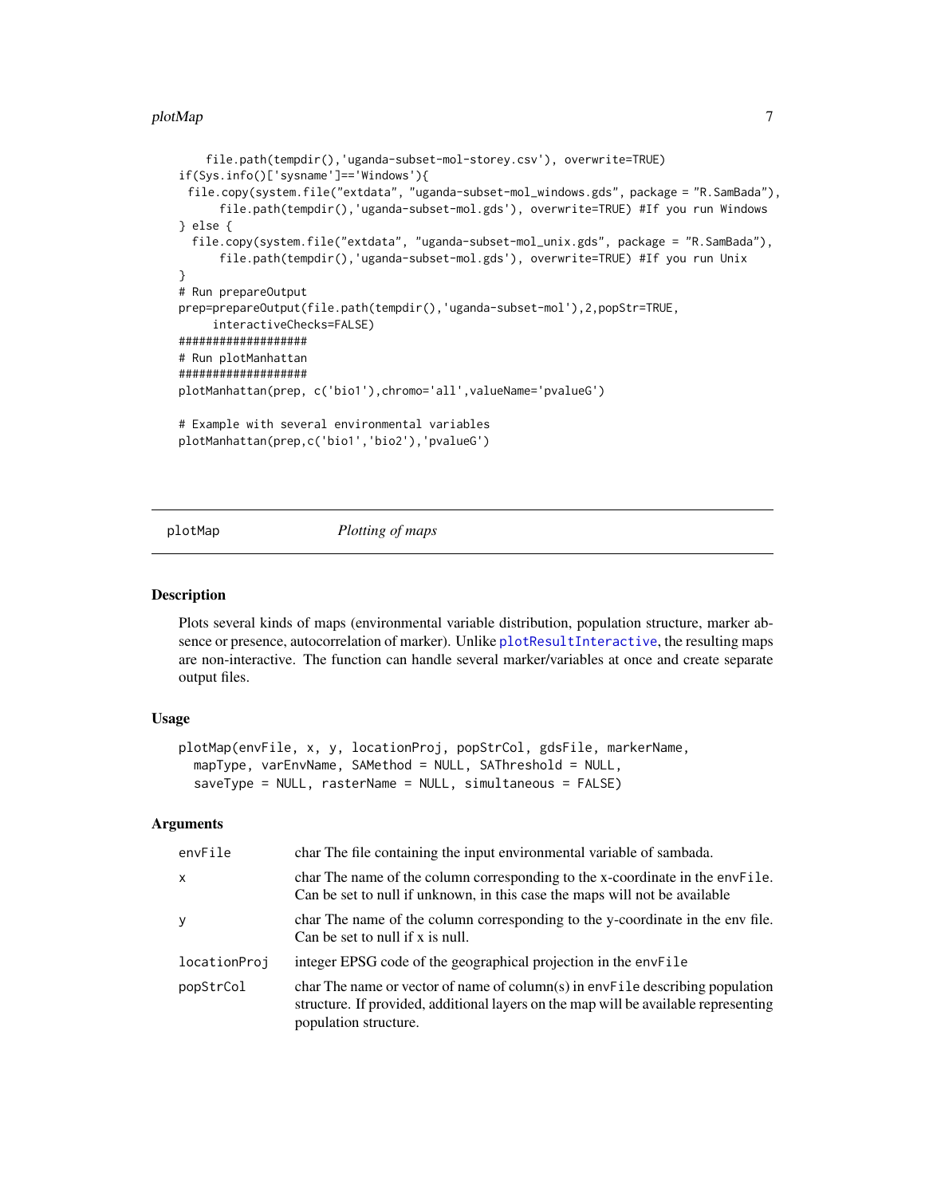```
    file.path(tempdir(),'uganda-subset-mol-storey.csv'), overwrite=TRUE)
if(Sys.info()['sysname']=='Windows'){
 file.copy(system.file("extdata", "uganda-subset-mol_windows.gds", package = "R.SamBada"),
     file.path(tempdir(),'uganda-subset-mol.gds'), overwrite=TRUE) #If you run Windows
} else {
  file.copy(system.file("extdata", "uganda-subset-mol_unix.gds", package = "R.SamBada"),
     file.path(tempdir(),'uganda-subset-mol.gds'), overwrite=TRUE) #If you run Unix
}
# Run prepareOutput
prep=prepareOutput(file.path(tempdir(),'uganda-subset-mol'),2,popStr=TRUE,
    interactiveChecks=FALSE)
###################
# Run plotManhattan
###################
plotManhattan(prep, c('bio1'),chromo='all',valueName='pvalueG')

# Example with several environmental variables
plotManhattan(prep,c('bio1','bio2'),'pvalueG')
```

## plotMap *Plotting of maps*

### Description

Plots several kinds of maps (environmental variable distribution, population structure, marker absence or presence, autocorrelation of marker). Unlike plotResultInteractive, the resulting maps are non-interactive. The function can handle several marker/variables at once and create separate output files.

### Usage

```
plotMap(envFile, x, y, locationProj, popStrCol, gdsFile, markerName,
  mapType, varEnvName, SAMethod = NULL, SAThreshold = NULL,
  saveType = NULL, rasterName = NULL, simultaneous = FALSE)
```

### Arguments

| | |
|---|---|
| envFile | char The file containing the input environmental variable of sambada. |
| x | char The name of the column corresponding to the x-coordinate in the envFile. Can be set to null if unknown, in this case the maps will not be available |
| y | char The name of the column corresponding to the y-coordinate in the env file. Can be set to null if x is null. |
| locationProj | integer EPSG code of the geographical projection in the envFile |
| popStrCol | char The name or vector of name of column(s) in envFile describing population structure. If provided, additional layers on the map will be available representing population structure. |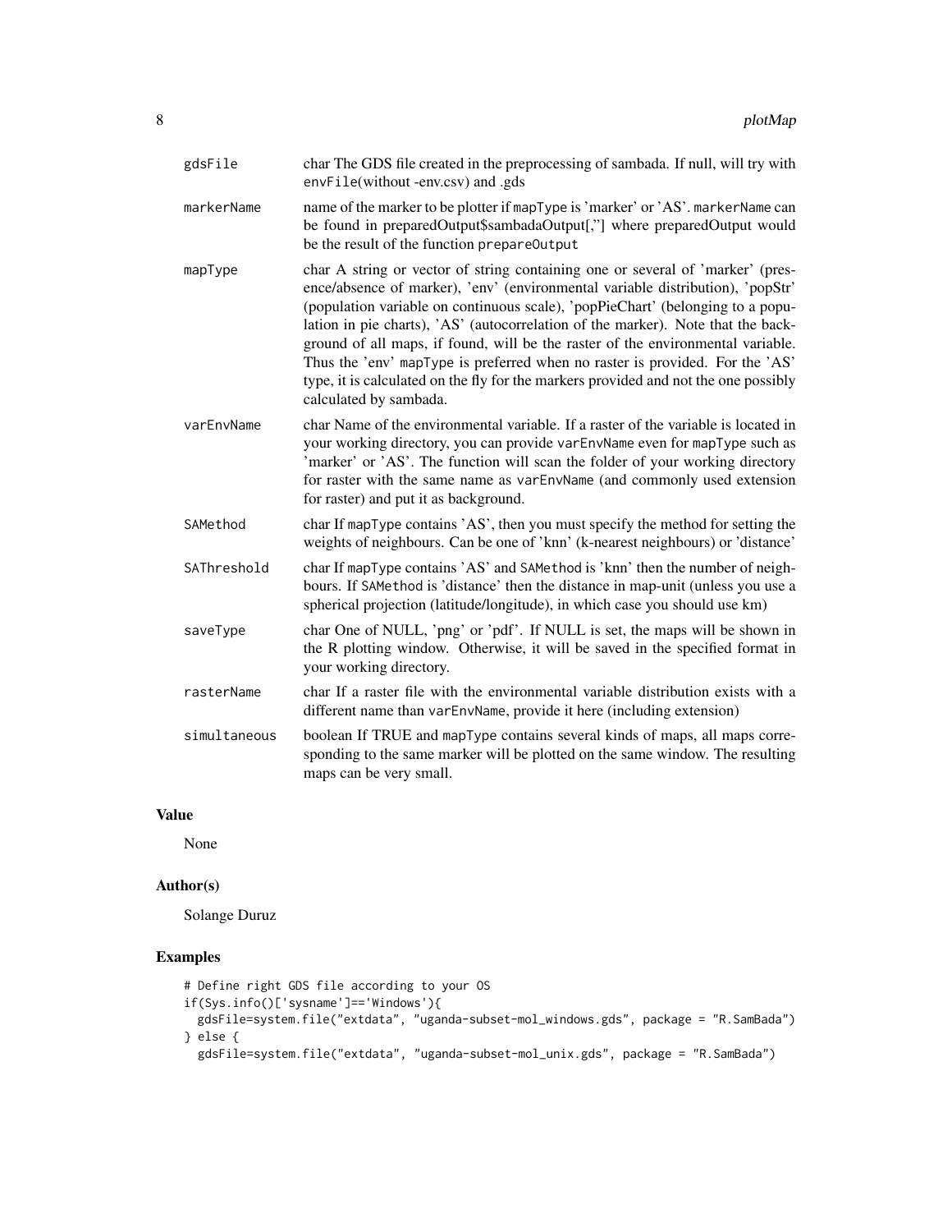| | |
|---|---|
| gdsFile | char The GDS file created in the preprocessing of sambada. If null, will try with envFile(without -env.csv) and .gds |
| markerName | name of the marker to be plotter if mapType is 'marker' or 'AS'. markerName can be found in preparedOutput$sambadaOutput[,''] where preparedOutput would be the result of the function prepareOutput |
| mapType | char A string or vector of string containing one or several of 'marker' (presence/absence of marker), 'env' (environmental variable distribution), 'popStr' (population variable on continuous scale), 'popPieChart' (belonging to a population in pie charts), 'AS' (autocorrelation of the marker). Note that the background of all maps, if found, will be the raster of the environmental variable. Thus the 'env' mapType is preferred when no raster is provided. For the 'AS' type, it is calculated on the fly for the markers provided and not the one possibly calculated by sambada. |
| varEnvName | char Name of the environmental variable. If a raster of the variable is located in your working directory, you can provide varEnvName even for mapType such as 'marker' or 'AS'. The function will scan the folder of your working directory for raster with the same name as varEnvName (and commonly used extension for raster) and put it as background. |
| SAMethod | char If mapType contains 'AS', then you must specify the method for setting the weights of neighbours. Can be one of 'knn' (k-nearest neighbours) or 'distance' |
| SAThreshold | char If mapType contains 'AS' and SAMethod is 'knn' then the number of neighbours. If SAMethod is 'distance' then the distance in map-unit (unless you use a spherical projection (latitude/longitude), in which case you should use km) |
| saveType | char One of NULL, 'png' or 'pdf'. If NULL is set, the maps will be shown in the R plotting window. Otherwise, it will be saved in the specified format in your working directory. |
| rasterName | char If a raster file with the environmental variable distribution exists with a different name than varEnvName, provide it here (including extension) |
| simultaneous | boolean If TRUE and mapType contains several kinds of maps, all maps corresponding to the same marker will be plotted on the same window. The resulting maps can be very small. |

## Value

None

## Author(s)

Solange Duruz

## Examples

```
# Define right GDS file according to your OS
if(Sys.info()['sysname']=='Windows'){
  gdsFile=system.file("extdata", "uganda-subset-mol_windows.gds", package = "R.SamBada")
} else {
  gdsFile=system.file("extdata", "uganda-subset-mol_unix.gds", package = "R.SamBada")
```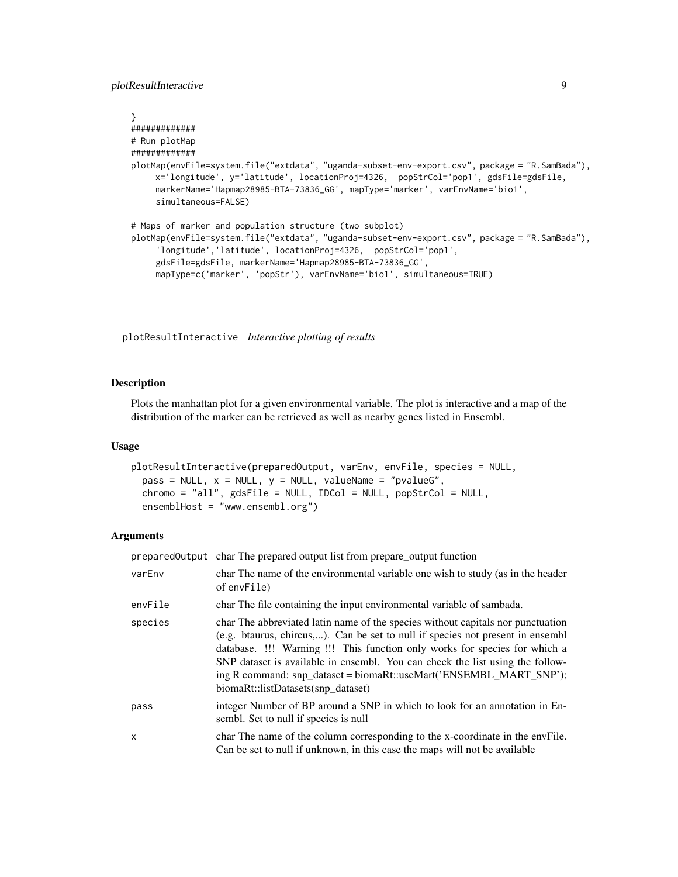```
}
#############
# Run plotMap
#############
plotMap(envFile=system.file("extdata", "uganda-subset-env-export.csv", package = "R.SamBada"),
     x='longitude', y='latitude', locationProj=4326,  popStrCol='pop1', gdsFile=gdsFile,
     markerName='Hapmap28985-BTA-73836_GG', mapType='marker', varEnvName='bio1',
     simultaneous=FALSE)

# Maps of marker and population structure (two subplot)
plotMap(envFile=system.file("extdata", "uganda-subset-env-export.csv", package = "R.SamBada"),
     'longitude','latitude', locationProj=4326,  popStrCol='pop1',
     gdsFile=gdsFile, markerName='Hapmap28985-BTA-73836_GG',
     mapType=c('marker', 'popStr'), varEnvName='bio1', simultaneous=TRUE)
```

---

## plotResultInteractive *Interactive plotting of results*

### Description

Plots the manhattan plot for a given environmental variable. The plot is interactive and a map of the distribution of the marker can be retrieved as well as nearby genes listed in Ensembl.

### Usage

```
plotResultInteractive(preparedOutput, varEnv, envFile, species = NULL,
  pass = NULL, x = NULL, y = NULL, valueName = "pvalueG",
  chromo = "all", gdsFile = NULL, IDCol = NULL, popStrCol = NULL,
  ensemblHost = "www.ensembl.org")
```

### Arguments

| | |
|---|---|
| preparedOutput | char The prepared output list from prepare_output function |
| varEnv | char The name of the environmental variable one wish to study (as in the header of envFile) |
| envFile | char The file containing the input environmental variable of sambada. |
| species | char The abbreviated latin name of the species without capitals nor punctuation (e.g. btaurus, chircus,...). Can be set to null if species not present in ensembl database. !!! Warning !!! This function only works for species for which a SNP dataset is available in ensembl. You can check the list using the following R command: snp_dataset = biomaRt::useMart('ENSEMBL_MART_SNP'); biomaRt::listDatasets(snp_dataset) |
| pass | integer Number of BP around a SNP in which to look for an annotation in Ensembl. Set to null if species is null |
| x | char The name of the column corresponding to the x-coordinate in the envFile. Can be set to null if unknown, in this case the maps will not be available |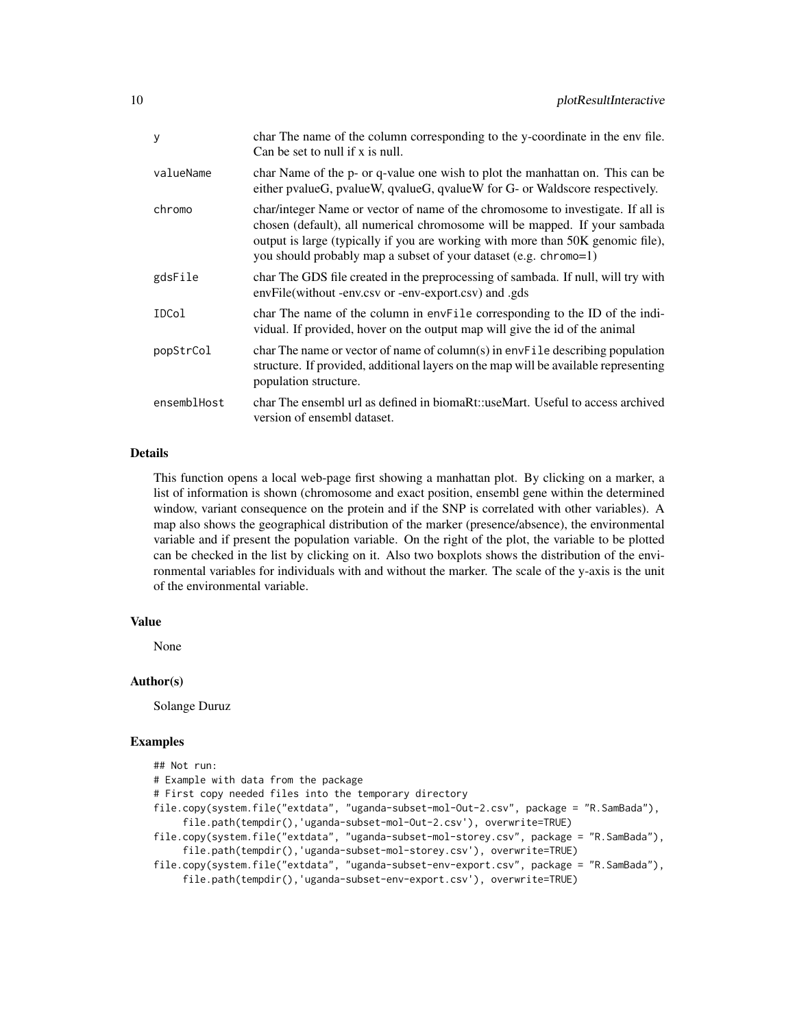| | |
|---|---|
| `y` | char The name of the column corresponding to the y-coordinate in the env file. Can be set to null if x is null. |
| `valueName` | char Name of the p- or q-value one wish to plot the manhattan on. This can be either pvalueG, pvalueW, qvalueG, qvalueW for G- or Waldscore respectively. |
| `chromo` | char/integer Name or vector of name of the chromosome to investigate. If all is chosen (default), all numerical chromosome will be mapped. If your sambada output is large (typically if you are working with more than 50K genomic file), you should probably map a subset of your dataset (e.g. `chromo=1`) |
| `gdsFile` | char The GDS file created in the preprocessing of sambada. If null, will try with envFile(without -env.csv or -env-export.csv) and .gds |
| `IDCol` | char The name of the column in `envFile` corresponding to the ID of the individual. If provided, hover on the output map will give the id of the animal |
| `popStrCol` | char The name or vector of name of column(s) in `envFile` describing population structure. If provided, additional layers on the map will be available representing population structure. |
| `ensemblHost` | char The ensembl url as defined in biomaRt::useMart. Useful to access archived version of ensembl dataset. |

### Details

This function opens a local web-page first showing a manhattan plot. By clicking on a marker, a list of information is shown (chromosome and exact position, ensembl gene within the determined window, variant consequence on the protein and if the SNP is correlated with other variables). A map also shows the geographical distribution of the marker (presence/absence), the environmental variable and if present the population variable. On the right of the plot, the variable to be plotted can be checked in the list by clicking on it. Also two boxplots shows the distribution of the environmental variables for individuals with and without the marker. The scale of the y-axis is the unit of the environmental variable.

### Value

None

### Author(s)

Solange Duruz

### Examples

```
## Not run:
# Example with data from the package
# First copy needed files into the temporary directory
file.copy(system.file("extdata", "uganda-subset-mol-Out-2.csv", package = "R.SamBada"),
     file.path(tempdir(),'uganda-subset-mol-Out-2.csv'), overwrite=TRUE)
file.copy(system.file("extdata", "uganda-subset-mol-storey.csv", package = "R.SamBada"),
     file.path(tempdir(),'uganda-subset-mol-storey.csv'), overwrite=TRUE)
file.copy(system.file("extdata", "uganda-subset-env-export.csv", package = "R.SamBada"),
     file.path(tempdir(),'uganda-subset-env-export.csv'), overwrite=TRUE)
```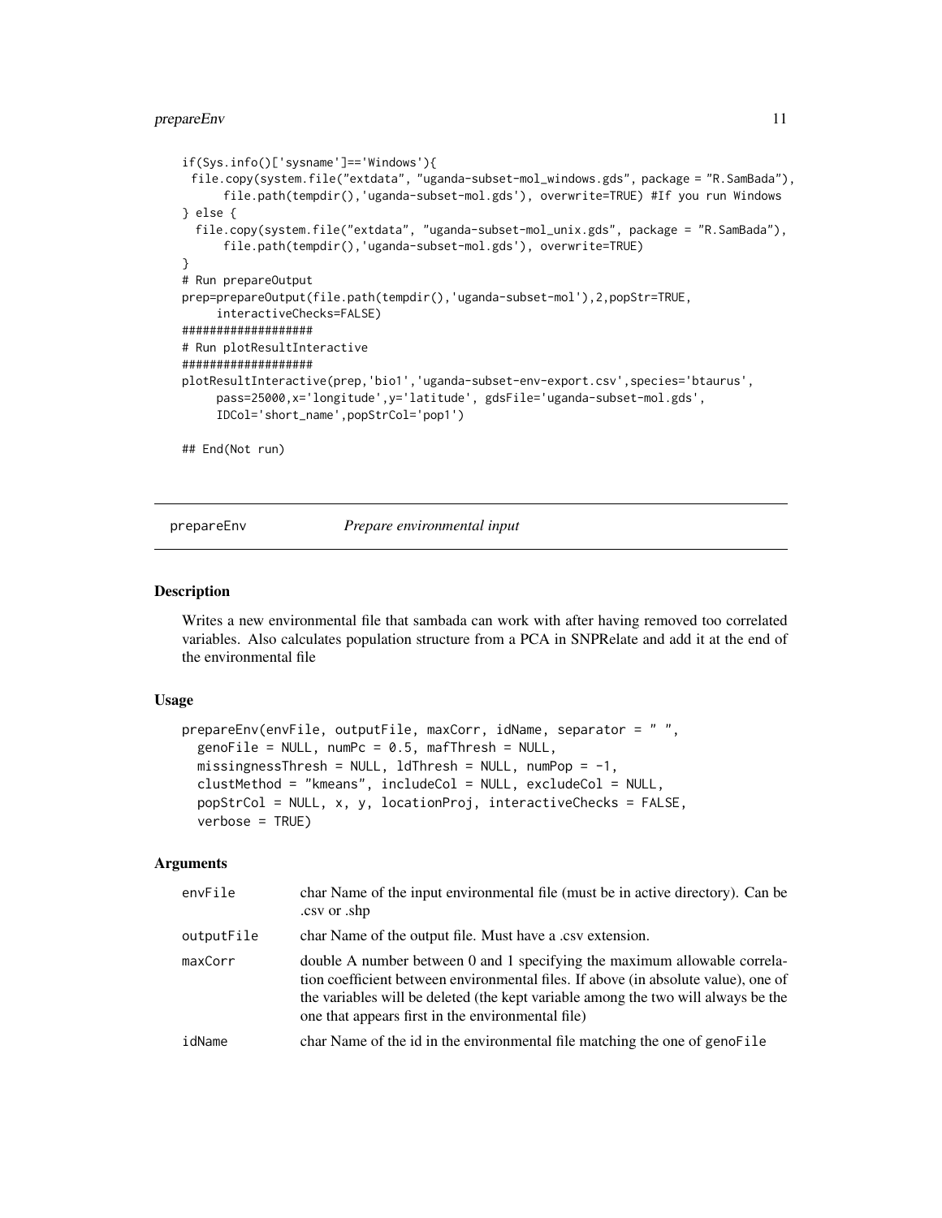```
if(Sys.info()['sysname']=='Windows'){
 file.copy(system.file("extdata", "uganda-subset-mol_windows.gds", package = "R.SamBada"),
     file.path(tempdir(),'uganda-subset-mol.gds'), overwrite=TRUE) #If you run Windows
} else {
  file.copy(system.file("extdata", "uganda-subset-mol_unix.gds", package = "R.SamBada"),
     file.path(tempdir(),'uganda-subset-mol.gds'), overwrite=TRUE)
}
# Run prepareOutput
prep=prepareOutput(file.path(tempdir(),'uganda-subset-mol'),2,popStr=TRUE,
     interactiveChecks=FALSE)
###################
# Run plotResultInteractive
###################
plotResultInteractive(prep,'bio1','uganda-subset-env-export.csv',species='btaurus',
     pass=25000,x='longitude',y='latitude', gdsFile='uganda-subset-mol.gds',
     IDCol='short_name',popStrCol='pop1')

## End(Not run)
```

## prepareEnv *Prepare environmental input*

### Description

Writes a new environmental file that sambada can work with after having removed too correlated variables. Also calculates population structure from a PCA in SNPRelate and add it at the end of the environmental file

### Usage

```
prepareEnv(envFile, outputFile, maxCorr, idName, separator = " ",
  genoFile = NULL, numPc = 0.5, mafThresh = NULL,
  missingnessThresh = NULL, ldThresh = NULL, numPop = -1,
  clustMethod = "kmeans", includeCol = NULL, excludeCol = NULL,
  popStrCol = NULL, x, y, locationProj, interactiveChecks = FALSE,
  verbose = TRUE)
```

### Arguments

| | |
|---|---|
| `envFile` | char Name of the input environmental file (must be in active directory). Can be .csv or .shp |
| `outputFile` | char Name of the output file. Must have a .csv extension. |
| `maxCorr` | double A number between 0 and 1 specifying the maximum allowable correlation coefficient between environmental files. If above (in absolute value), one of the variables will be deleted (the kept variable among the two will always be the one that appears first in the environmental file) |
| `idName` | char Name of the id in the environmental file matching the one of `genoFile` |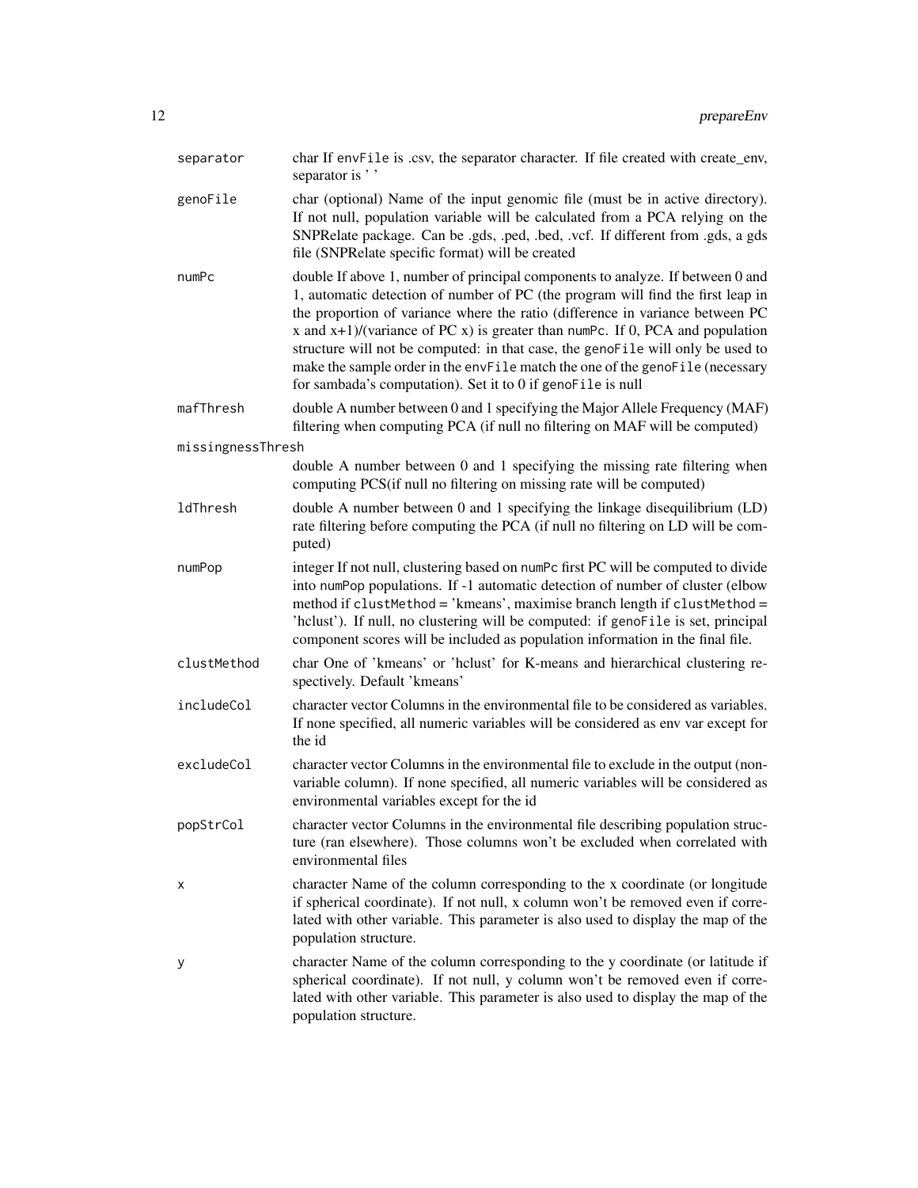| | |
|---|---|
| separator | char If envFile is .csv, the separator character. If file created with create_env, separator is ' ' |
| genoFile | char (optional) Name of the input genomic file (must be in active directory). If not null, population variable will be calculated from a PCA relying on the SNPRelate package. Can be .gds, .ped, .bed, .vcf. If different from .gds, a gds file (SNPRelate specific format) will be created |
| numPc | double If above 1, number of principal components to analyze. If between 0 and 1, automatic detection of number of PC (the program will find the first leap in the proportion of variance where the ratio (difference in variance between PC x and x+1)/(variance of PC x) is greater than numPc. If 0, PCA and population structure will not be computed: in that case, the genoFile will only be used to make the sample order in the envFile match the one of the genoFile (necessary for sambada's computation). Set it to 0 if genoFile is null |
| mafThresh | double A number between 0 and 1 specifying the Major Allele Frequency (MAF) filtering when computing PCA (if null no filtering on MAF will be computed) |
| missingnessThresh | double A number between 0 and 1 specifying the missing rate filtering when computing PCS(if null no filtering on missing rate will be computed) |
| ldThresh | double A number between 0 and 1 specifying the linkage disequilibrium (LD) rate filtering before computing the PCA (if null no filtering on LD will be computed) |
| numPop | integer If not null, clustering based on numPc first PC will be computed to divide into numPop populations. If -1 automatic detection of number of cluster (elbow method if clustMethod = 'kmeans', maximise branch length if clustMethod = 'hclust'). If null, no clustering will be computed: if genoFile is set, principal component scores will be included as population information in the final file. |
| clustMethod | char One of 'kmeans' or 'hclust' for K-means and hierarchical clustering respectively. Default 'kmeans' |
| includeCol | character vector Columns in the environmental file to be considered as variables. If none specified, all numeric variables will be considered as env var except for the id |
| excludeCol | character vector Columns in the environmental file to exclude in the output (non-variable column). If none specified, all numeric variables will be considered as environmental variables except for the id |
| popStrCol | character vector Columns in the environmental file describing population structure (ran elsewhere). Those columns won't be excluded when correlated with environmental files |
| x | character Name of the column corresponding to the x coordinate (or longitude if spherical coordinate). If not null, x column won't be removed even if correlated with other variable. This parameter is also used to display the map of the population structure. |
| y | character Name of the column corresponding to the y coordinate (or latitude if spherical coordinate). If not null, y column won't be removed even if correlated with other variable. This parameter is also used to display the map of the population structure. |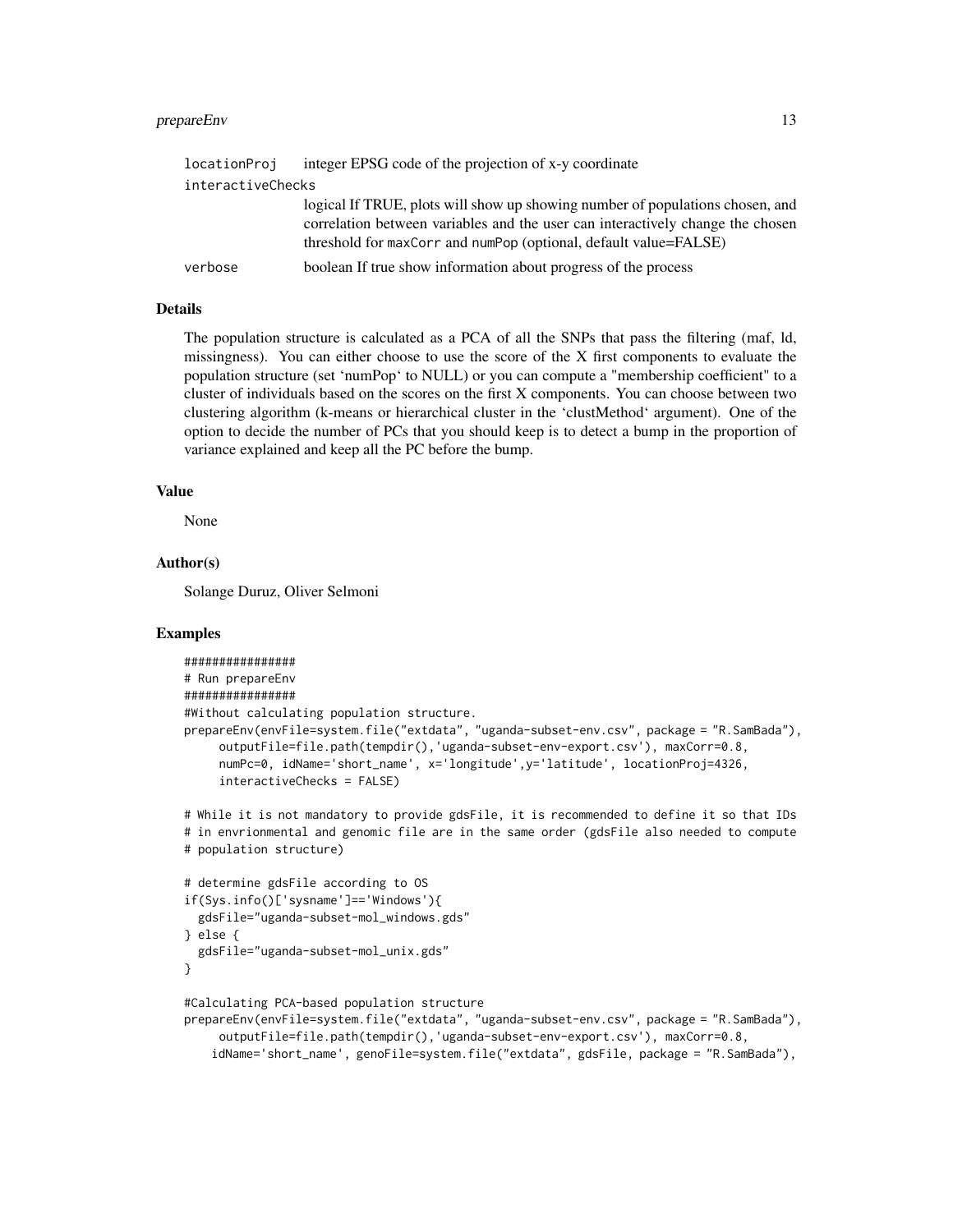| | |
|---|---|
| locationProj | integer EPSG code of the projection of x-y coordinate |
| interactiveChecks | logical If TRUE, plots will show up showing number of populations chosen, and correlation between variables and the user can interactively change the chosen threshold for maxCorr and numPop (optional, default value=FALSE) |
| verbose | boolean If true show information about progress of the process |

### Details

The population structure is calculated as a PCA of all the SNPs that pass the filtering (maf, ld, missingness). You can either choose to use the score of the X first components to evaluate the population structure (set 'numPop' to NULL) or you can compute a "membership coefficient" to a cluster of individuals based on the scores on the first X components. You can choose between two clustering algorithm (k-means or hierarchical cluster in the 'clustMethod' argument). One of the option to decide the number of PCs that you should keep is to detect a bump in the proportion of variance explained and keep all the PC before the bump.

### Value

None

### Author(s)

Solange Duruz, Oliver Selmoni

### Examples

```
################
# Run prepareEnv
################
#Without calculating population structure.
prepareEnv(envFile=system.file("extdata", "uganda-subset-env.csv", package = "R.SamBada"),
     outputFile=file.path(tempdir(),'uganda-subset-env-export.csv'), maxCorr=0.8,
     numPc=0, idName='short_name', x='longitude',y='latitude', locationProj=4326,
     interactiveChecks = FALSE)

# While it is not mandatory to provide gdsFile, it is recommended to define it so that IDs
# in envrionmental and genomic file are in the same order (gdsFile also needed to compute
# population structure)

# determine gdsFile according to OS
if(Sys.info()['sysname']=='Windows'){
  gdsFile="uganda-subset-mol_windows.gds"
} else {
  gdsFile="uganda-subset-mol_unix.gds"
}

#Calculating PCA-based population structure
prepareEnv(envFile=system.file("extdata", "uganda-subset-env.csv", package = "R.SamBada"),
     outputFile=file.path(tempdir(),'uganda-subset-env-export.csv'), maxCorr=0.8,
    idName='short_name', genoFile=system.file("extdata", gdsFile, package = "R.SamBada"),
```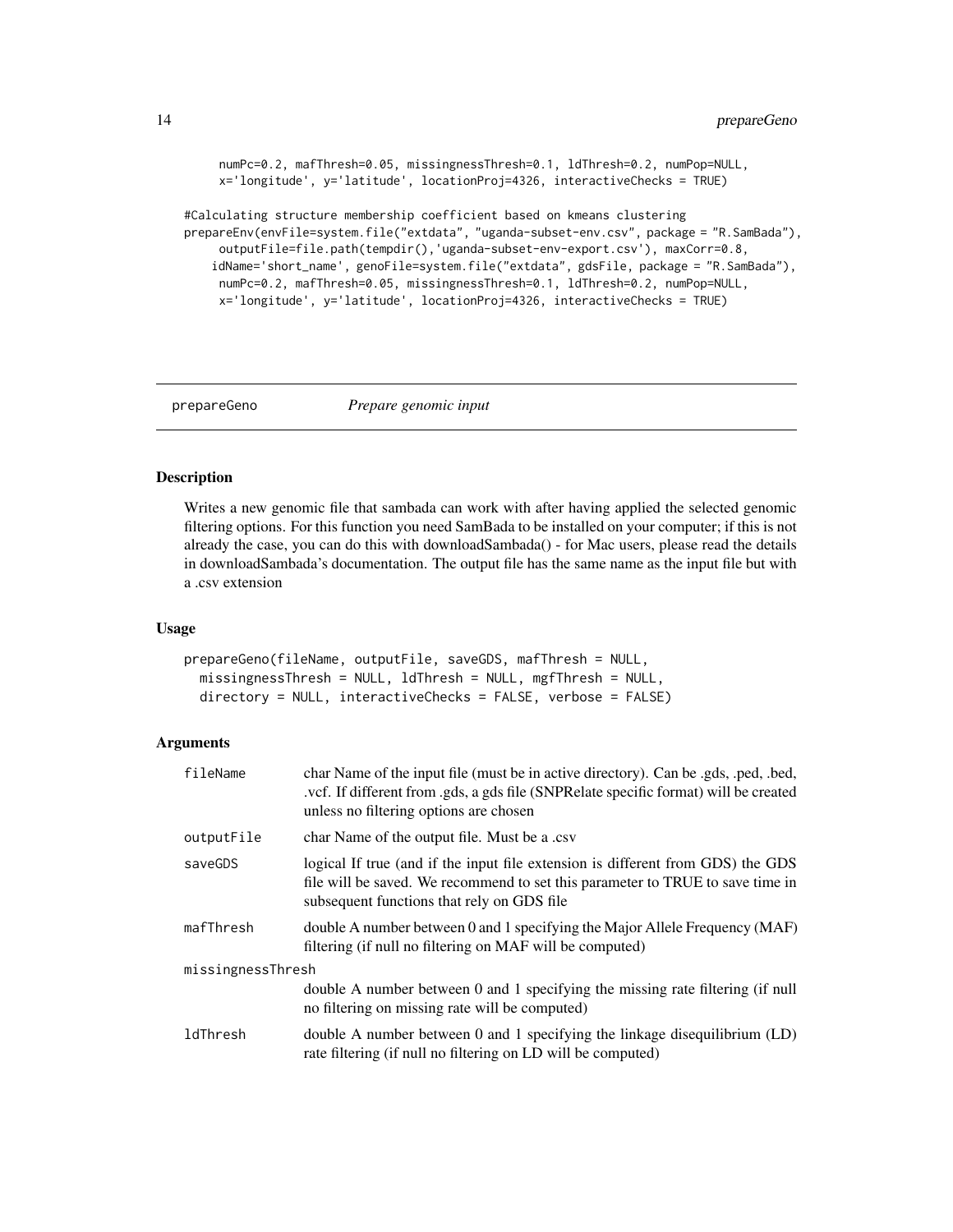```
     numPc=0.2, mafThresh=0.05, missingnessThresh=0.1, ldThresh=0.2, numPop=NULL,
     x='longitude', y='latitude', locationProj=4326, interactiveChecks = TRUE)

#Calculating structure membership coefficient based on kmeans clustering
prepareEnv(envFile=system.file("extdata", "uganda-subset-env.csv", package = "R.SamBada"),
     outputFile=file.path(tempdir(),'uganda-subset-env-export.csv'), maxCorr=0.8,
    idName='short_name', genoFile=system.file("extdata", gdsFile, package = "R.SamBada"),
     numPc=0.2, mafThresh=0.05, missingnessThresh=0.1, ldThresh=0.2, numPop=NULL,
     x='longitude', y='latitude', locationProj=4326, interactiveChecks = TRUE)
```

## prepareGeno *Prepare genomic input*

### Description

Writes a new genomic file that sambada can work with after having applied the selected genomic filtering options. For this function you need SamBada to be installed on your computer; if this is not already the case, you can do this with downloadSambada() - for Mac users, please read the details in downloadSambada's documentation. The output file has the same name as the input file but with a .csv extension

### Usage

```
prepareGeno(fileName, outputFile, saveGDS, mafThresh = NULL,
  missingnessThresh = NULL, ldThresh = NULL, mgfThresh = NULL,
  directory = NULL, interactiveChecks = FALSE, verbose = FALSE)
```

### Arguments

| | |
|---|---|
| fileName | char Name of the input file (must be in active directory). Can be .gds, .ped, .bed, .vcf. If different from .gds, a gds file (SNPRelate specific format) will be created unless no filtering options are chosen |
| outputFile | char Name of the output file. Must be a .csv |
| saveGDS | logical If true (and if the input file extension is different from GDS) the GDS file will be saved. We recommend to set this parameter to TRUE to save time in subsequent functions that rely on GDS file |
| mafThresh | double A number between 0 and 1 specifying the Major Allele Frequency (MAF) filtering (if null no filtering on MAF will be computed) |
| missingnessThresh | double A number between 0 and 1 specifying the missing rate filtering (if null no filtering on missing rate will be computed) |
| ldThresh | double A number between 0 and 1 specifying the linkage disequilibrium (LD) rate filtering (if null no filtering on LD will be computed) |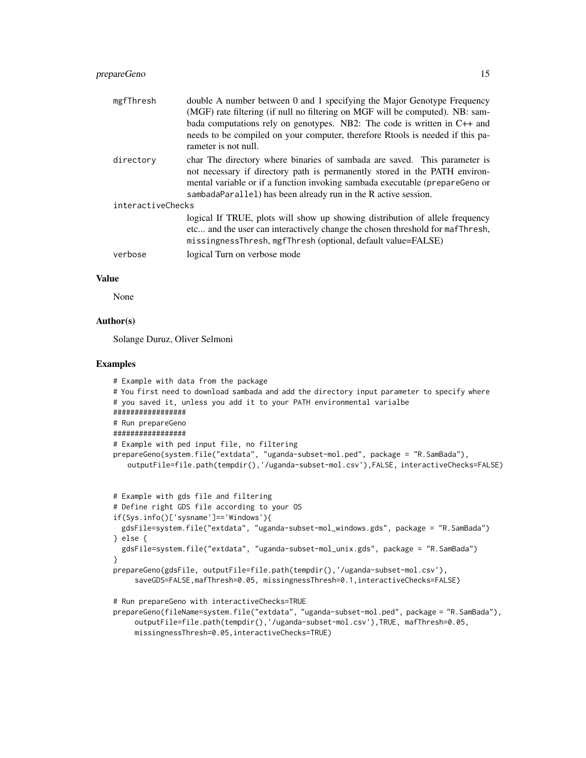| | |
|---|---|
| mgfThresh | double A number between 0 and 1 specifying the Major Genotype Frequency (MGF) rate filtering (if null no filtering on MGF will be computed). NB: sambada computations rely on genotypes. NB2: The code is written in C++ and needs to be compiled on your computer, therefore Rtools is needed if this parameter is not null. |
| directory | char The directory where binaries of sambada are saved. This parameter is not necessary if directory path is permanently stored in the PATH environmental variable or if a function invoking sambada executable (prepareGeno or sambadaParallel) has been already run in the R active session. |
| interactiveChecks | logical If TRUE, plots will show up showing distribution of allele frequency etc... and the user can interactively change the chosen threshold for mafThresh, missingnessThresh, mgfThresh (optional, default value=FALSE) |
| verbose | logical Turn on verbose mode |

## Value

None

## Author(s)

Solange Duruz, Oliver Selmoni

## Examples

```
# Example with data from the package
# You first need to download sambada and add the directory input parameter to specify where
# you saved it, unless you add it to your PATH environmental varialbe
#################
# Run prepareGeno
#################
# Example with ped input file, no filtering
prepareGeno(system.file("extdata", "uganda-subset-mol.ped", package = "R.SamBada"),
   outputFile=file.path(tempdir(),'/uganda-subset-mol.csv'),FALSE, interactiveChecks=FALSE)


# Example with gds file and filtering
# Define right GDS file according to your OS
if(Sys.info()['sysname']=='Windows'){
  gdsFile=system.file("extdata", "uganda-subset-mol_windows.gds", package = "R.SamBada")
} else {
  gdsFile=system.file("extdata", "uganda-subset-mol_unix.gds", package = "R.SamBada")
}
prepareGeno(gdsFile, outputFile=file.path(tempdir(),'/uganda-subset-mol.csv'),
    saveGDS=FALSE,mafThresh=0.05, missingnessThresh=0.1,interactiveChecks=FALSE)

# Run prepareGeno with interactiveChecks=TRUE
prepareGeno(fileName=system.file("extdata", "uganda-subset-mol.ped", package = "R.SamBada"),
    outputFile=file.path(tempdir(),'/uganda-subset-mol.csv'),TRUE, mafThresh=0.05,
    missingnessThresh=0.05,interactiveChecks=TRUE)
```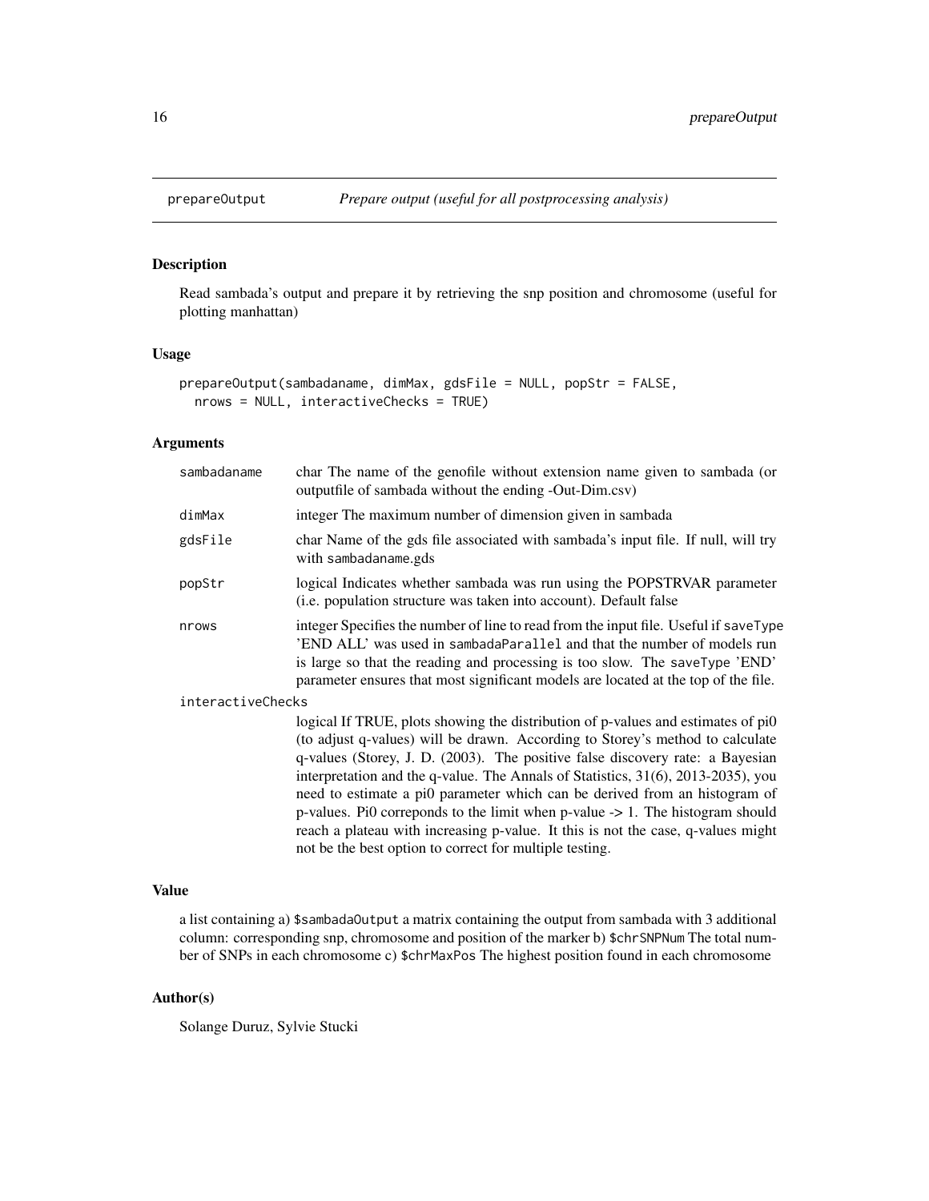## prepareOutput — *Prepare output (useful for all postprocessing analysis)*

### Description

Read sambada's output and prepare it by retrieving the snp position and chromosome (useful for plotting manhattan)

### Usage

```
prepareOutput(sambadaname, dimMax, gdsFile = NULL, popStr = FALSE,
  nrows = NULL, interactiveChecks = TRUE)
```

### Arguments

| | |
|---|---|
| sambadaname | char The name of the genofile without extension name given to sambada (or outputfile of sambada without the ending -Out-Dim.csv) |
| dimMax | integer The maximum number of dimension given in sambada |
| gdsFile | char Name of the gds file associated with sambada's input file. If null, will try with `sambadaname.gds` |
| popStr | logical Indicates whether sambada was run using the POPSTRVAR parameter (i.e. population structure was taken into account). Default false |
| nrows | integer Specifies the number of line to read from the input file. Useful if `saveType` 'END ALL' was used in `sambadaParallel` and that the number of models run is large so that the reading and processing is too slow. The `saveType` 'END' parameter ensures that most significant models are located at the top of the file. |
| interactiveChecks | logical If TRUE, plots showing the distribution of p-values and estimates of pi0 (to adjust q-values) will be drawn. According to Storey's method to calculate q-values (Storey, J. D. (2003). The positive false discovery rate: a Bayesian interpretation and the q-value. The Annals of Statistics, 31(6), 2013-2035), you need to estimate a pi0 parameter which can be derived from an histogram of p-values. Pi0 correponds to the limit when p-value -> 1. The histogram should reach a plateau with increasing p-value. It this is not the case, q-values might not be the best option to correct for multiple testing. |

### Value

a list containing a) `$sambadaOutput` a matrix containing the output from sambada with 3 additional column: corresponding snp, chromosome and position of the marker b) `$chrSNPNum` The total number of SNPs in each chromosome c) `$chrMaxPos` The highest position found in each chromosome

### Author(s)

Solange Duruz, Sylvie Stucki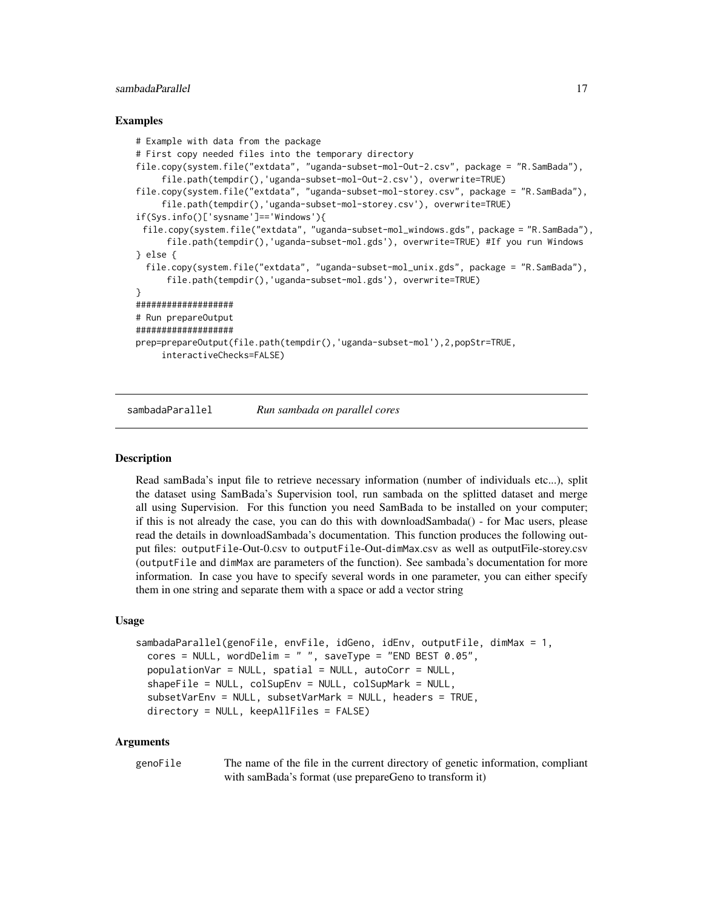## Examples

```
# Example with data from the package
# First copy needed files into the temporary directory
file.copy(system.file("extdata", "uganda-subset-mol-Out-2.csv", package = "R.SamBada"),
     file.path(tempdir(),'uganda-subset-mol-Out-2.csv'), overwrite=TRUE)
file.copy(system.file("extdata", "uganda-subset-mol-storey.csv", package = "R.SamBada"),
     file.path(tempdir(),'uganda-subset-mol-storey.csv'), overwrite=TRUE)
if(Sys.info()['sysname']=='Windows'){
 file.copy(system.file("extdata", "uganda-subset-mol_windows.gds", package = "R.SamBada"),
      file.path(tempdir(),'uganda-subset-mol.gds'), overwrite=TRUE) #If you run Windows
} else {
  file.copy(system.file("extdata", "uganda-subset-mol_unix.gds", package = "R.SamBada"),
      file.path(tempdir(),'uganda-subset-mol.gds'), overwrite=TRUE)
}
###################
# Run prepareOutput
###################
prep=prepareOutput(file.path(tempdir(),'uganda-subset-mol'),2,popStr=TRUE,
     interactiveChecks=FALSE)
```

---

# sambadaParallel *Run sambada on parallel cores*

## Description

Read samBada's input file to retrieve necessary information (number of individuals etc...), split the dataset using SamBada's Supervision tool, run sambada on the splitted dataset and merge all using Supervision. For this function you need SamBada to be installed on your computer; if this is not already the case, you can do this with downloadSambada() - for Mac users, please read the details in downloadSambada's documentation. This function produces the following output files: outputFile-Out-0.csv to outputFile-Out-dimMax.csv as well as outputFile-storey.csv (outputFile and dimMax are parameters of the function). See sambada's documentation for more information. In case you have to specify several words in one parameter, you can either specify them in one string and separate them with a space or add a vector string

## Usage

```
sambadaParallel(genoFile, envFile, idGeno, idEnv, outputFile, dimMax = 1,
  cores = NULL, wordDelim = " ", saveType = "END BEST 0.05",
  populationVar = NULL, spatial = NULL, autoCorr = NULL,
  shapeFile = NULL, colSupEnv = NULL, colSupMark = NULL,
  subsetVarEnv = NULL, subsetVarMark = NULL, headers = TRUE,
  directory = NULL, keepAllFiles = FALSE)
```

## Arguments

| | |
|---|---|
| genoFile | The name of the file in the current directory of genetic information, compliant with samBada's format (use prepareGeno to transform it) |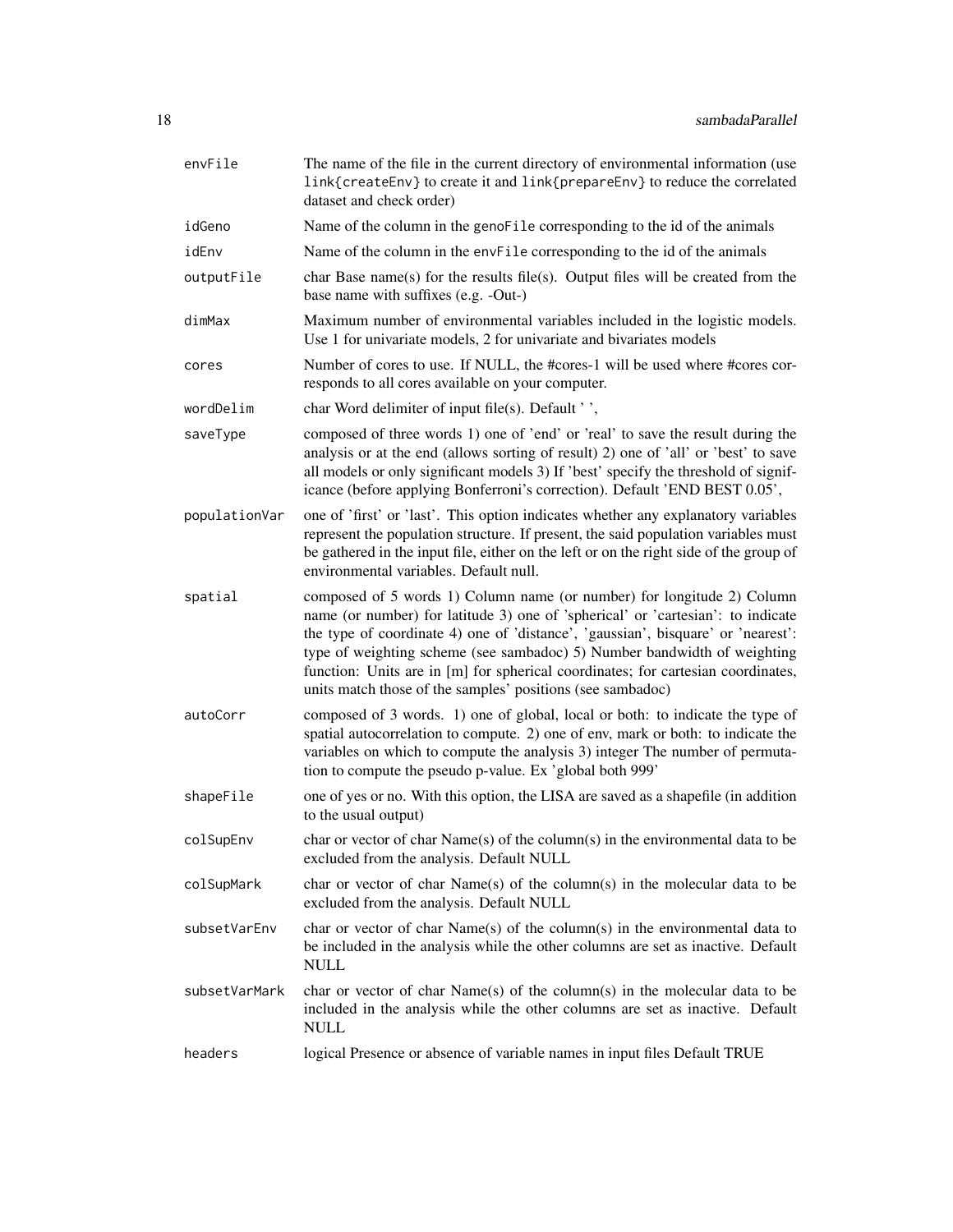| | |
|---|---|
| envFile | The name of the file in the current directory of environmental information (use `link{createEnv}` to create it and `link{prepareEnv}` to reduce the correlated dataset and check order) |
| idGeno | Name of the column in the `genoFile` corresponding to the id of the animals |
| idEnv | Name of the column in the `envFile` corresponding to the id of the animals |
| outputFile | char Base name(s) for the results file(s). Output files will be created from the base name with suffixes (e.g. -Out-) |
| dimMax | Maximum number of environmental variables included in the logistic models. Use 1 for univariate models, 2 for univariate and bivariates models |
| cores | Number of cores to use. If NULL, the #cores-1 will be used where #cores corresponds to all cores available on your computer. |
| wordDelim | char Word delimiter of input file(s). Default ' ', |
| saveType | composed of three words 1) one of 'end' or 'real' to save the result during the analysis or at the end (allows sorting of result) 2) one of 'all' or 'best' to save all models or only significant models 3) If 'best' specify the threshold of significance (before applying Bonferroni's correction). Default 'END BEST 0.05', |
| populationVar | one of 'first' or 'last'. This option indicates whether any explanatory variables represent the population structure. If present, the said population variables must be gathered in the input file, either on the left or on the right side of the group of environmental variables. Default null. |
| spatial | composed of 5 words 1) Column name (or number) for longitude 2) Column name (or number) for latitude 3) one of 'spherical' or 'cartesian': to indicate the type of coordinate 4) one of 'distance', 'gaussian', bisquare' or 'nearest': type of weighting scheme (see sambadoc) 5) Number bandwidth of weighting function: Units are in [m] for spherical coordinates; for cartesian coordinates, units match those of the samples' positions (see sambadoc) |
| autoCorr | composed of 3 words. 1) one of global, local or both: to indicate the type of spatial autocorrelation to compute. 2) one of env, mark or both: to indicate the variables on which to compute the analysis 3) integer The number of permutation to compute the pseudo p-value. Ex 'global both 999' |
| shapeFile | one of yes or no. With this option, the LISA are saved as a shapefile (in addition to the usual output) |
| colSupEnv | char or vector of char Name(s) of the column(s) in the environmental data to be excluded from the analysis. Default NULL |
| colSupMark | char or vector of char Name(s) of the column(s) in the molecular data to be excluded from the analysis. Default NULL |
| subsetVarEnv | char or vector of char Name(s) of the column(s) in the environmental data to be included in the analysis while the other columns are set as inactive. Default NULL |
| subsetVarMark | char or vector of char Name(s) of the column(s) in the molecular data to be included in the analysis while the other columns are set as inactive. Default NULL |
| headers | logical Presence or absence of variable names in input files Default TRUE |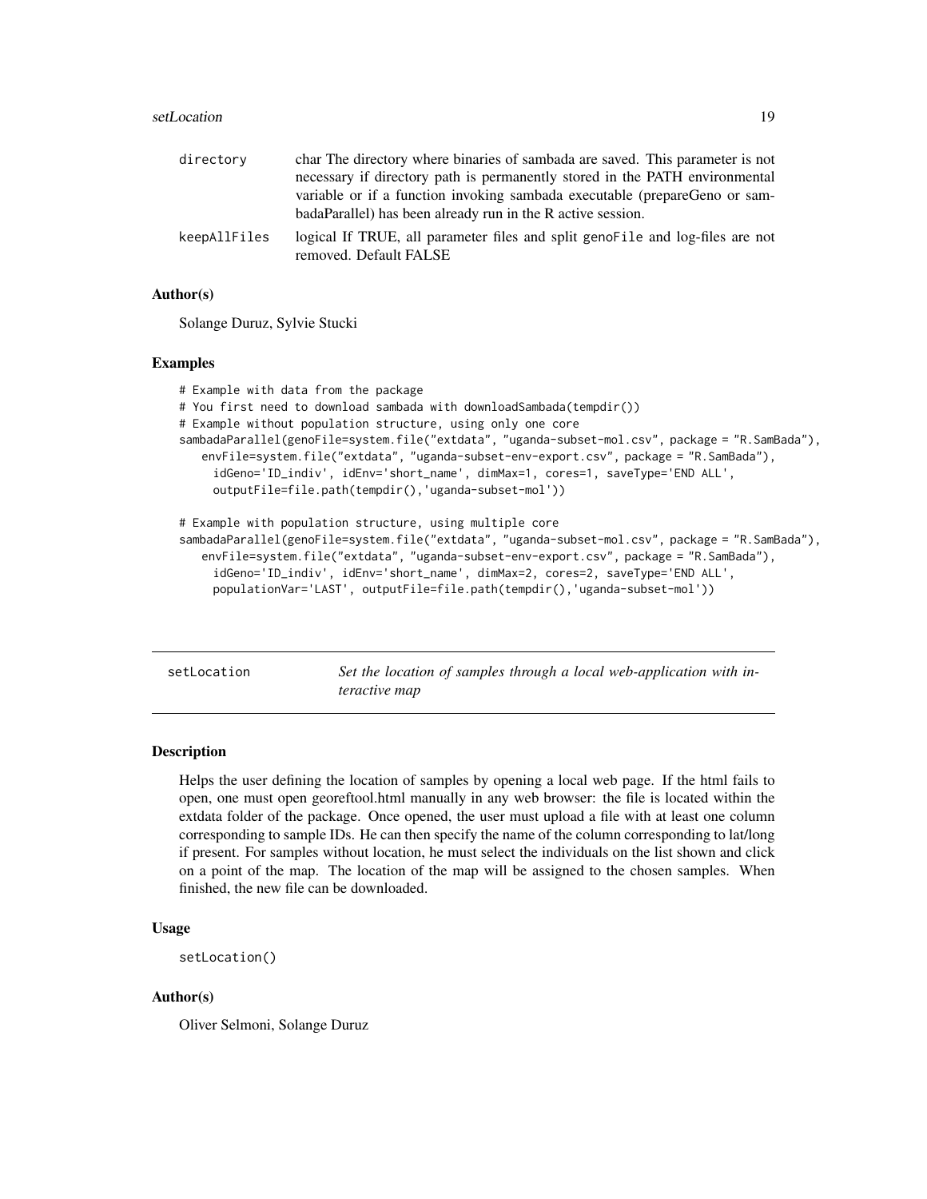| | |
|---|---|
| directory | char The directory where binaries of sambada are saved. This parameter is not necessary if directory path is permanently stored in the PATH environmental variable or if a function invoking sambada executable (prepareGeno or sambadaParallel) has been already run in the R active session. |
| keepAllFiles | logical If TRUE, all parameter files and split genoFile and log-files are not removed. Default FALSE |

### Author(s)

Solange Duruz, Sylvie Stucki

### Examples

```
# Example with data from the package
# You first need to download sambada with downloadSambada(tempdir())
# Example without population structure, using only one core
sambadaParallel(genoFile=system.file("extdata", "uganda-subset-mol.csv", package = "R.SamBada"),
   envFile=system.file("extdata", "uganda-subset-env-export.csv", package = "R.SamBada"),
     idGeno='ID_indiv', idEnv='short_name', dimMax=1, cores=1, saveType='END ALL',
     outputFile=file.path(tempdir(),'uganda-subset-mol'))

# Example with population structure, using multiple core
sambadaParallel(genoFile=system.file("extdata", "uganda-subset-mol.csv", package = "R.SamBada"),
   envFile=system.file("extdata", "uganda-subset-env-export.csv", package = "R.SamBada"),
     idGeno='ID_indiv', idEnv='short_name', dimMax=2, cores=2, saveType='END ALL',
     populationVar='LAST', outputFile=file.path(tempdir(),'uganda-subset-mol'))
```

---

## setLocation — *Set the location of samples through a local web-application with interactive map*

### Description

Helps the user defining the location of samples by opening a local web page. If the html fails to open, one must open georeftool.html manually in any web browser: the file is located within the extdata folder of the package. Once opened, the user must upload a file with at least one column corresponding to sample IDs. He can then specify the name of the column corresponding to lat/long if present. For samples without location, he must select the individuals on the list shown and click on a point of the map. The location of the map will be assigned to the chosen samples. When finished, the new file can be downloaded.

### Usage

```
setLocation()
```

### Author(s)

Oliver Selmoni, Solange Duruz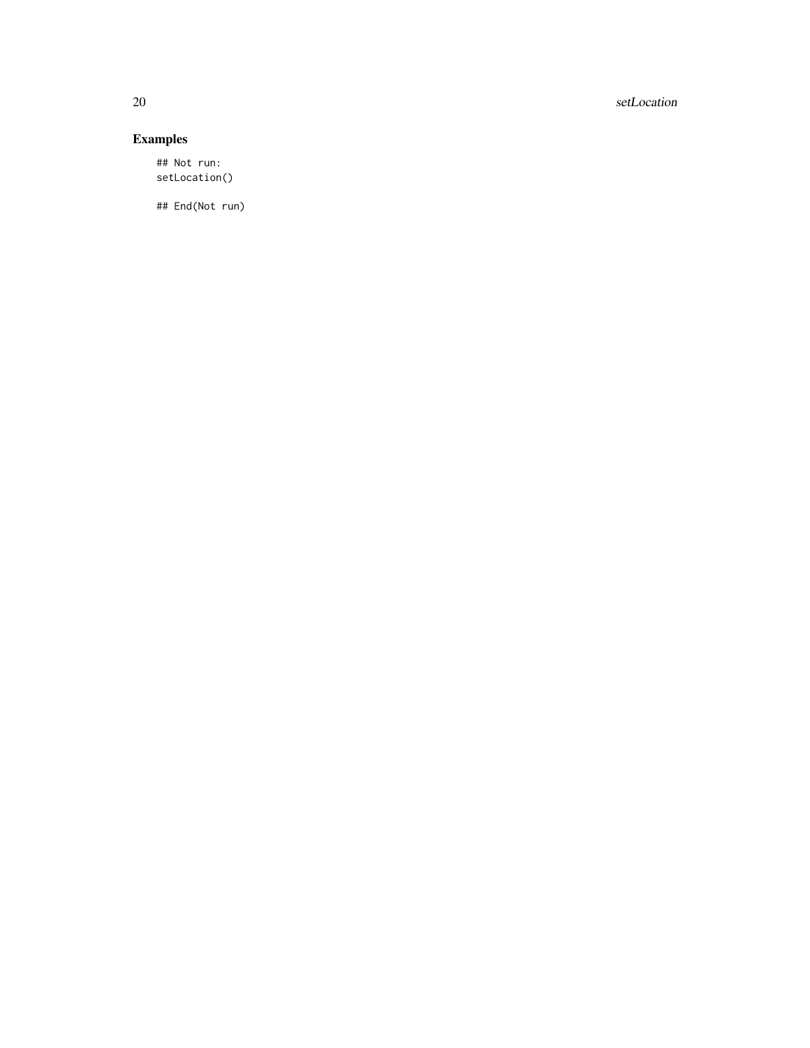### Examples

```
## Not run:
setLocation()

## End(Not run)
```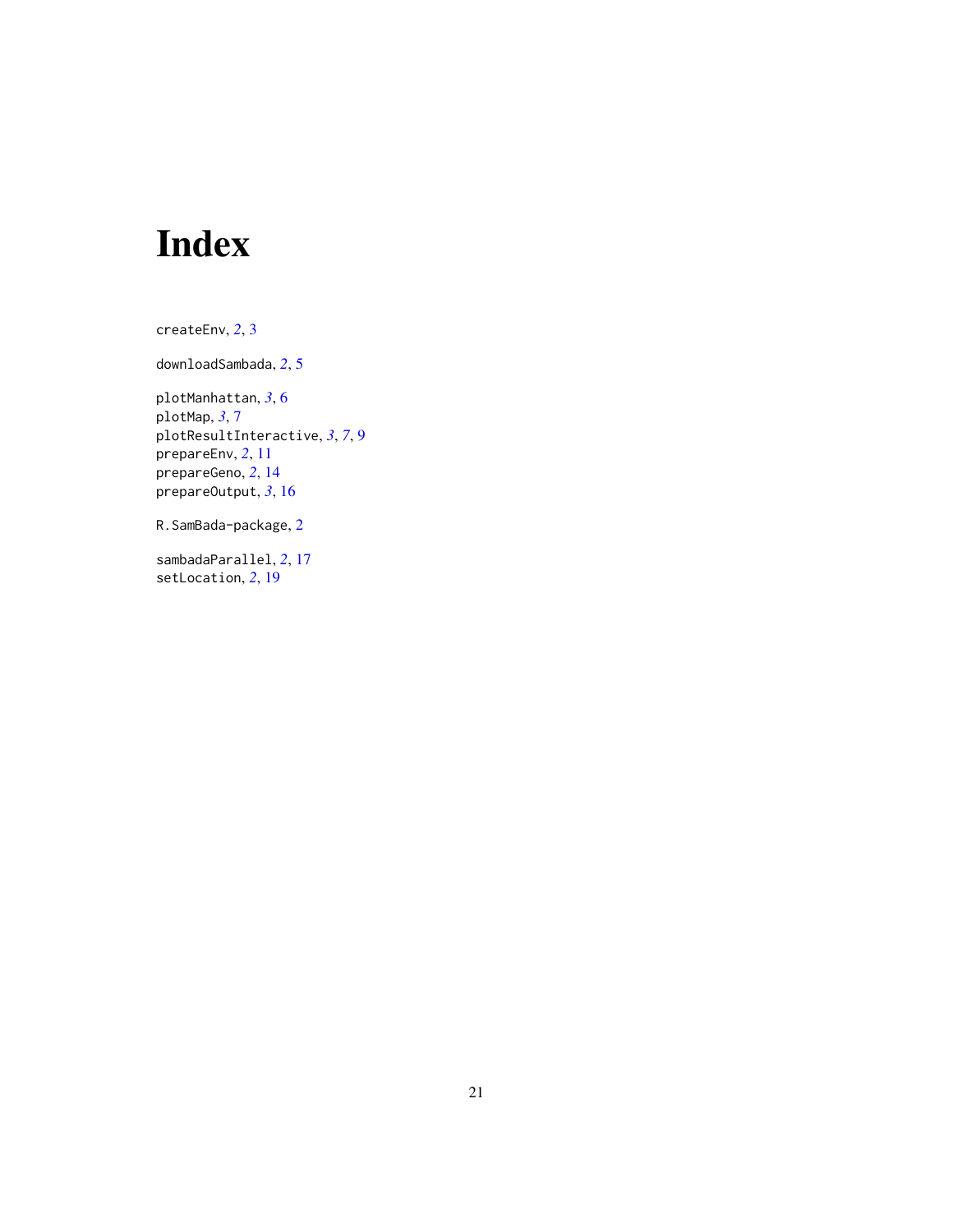# Index

createEnv, *2*, 3

downloadSambada, *2*, 5

plotManhattan, *3*, 6
plotMap, *3*, 7
plotResultInteractive, *3*, *7*, 9
prepareEnv, *2*, 11
prepareGeno, *2*, 14
prepareOutput, *3*, 16

R.SamBada-package, 2

sambadaParallel, *2*, 17
setLocation, *2*, 19